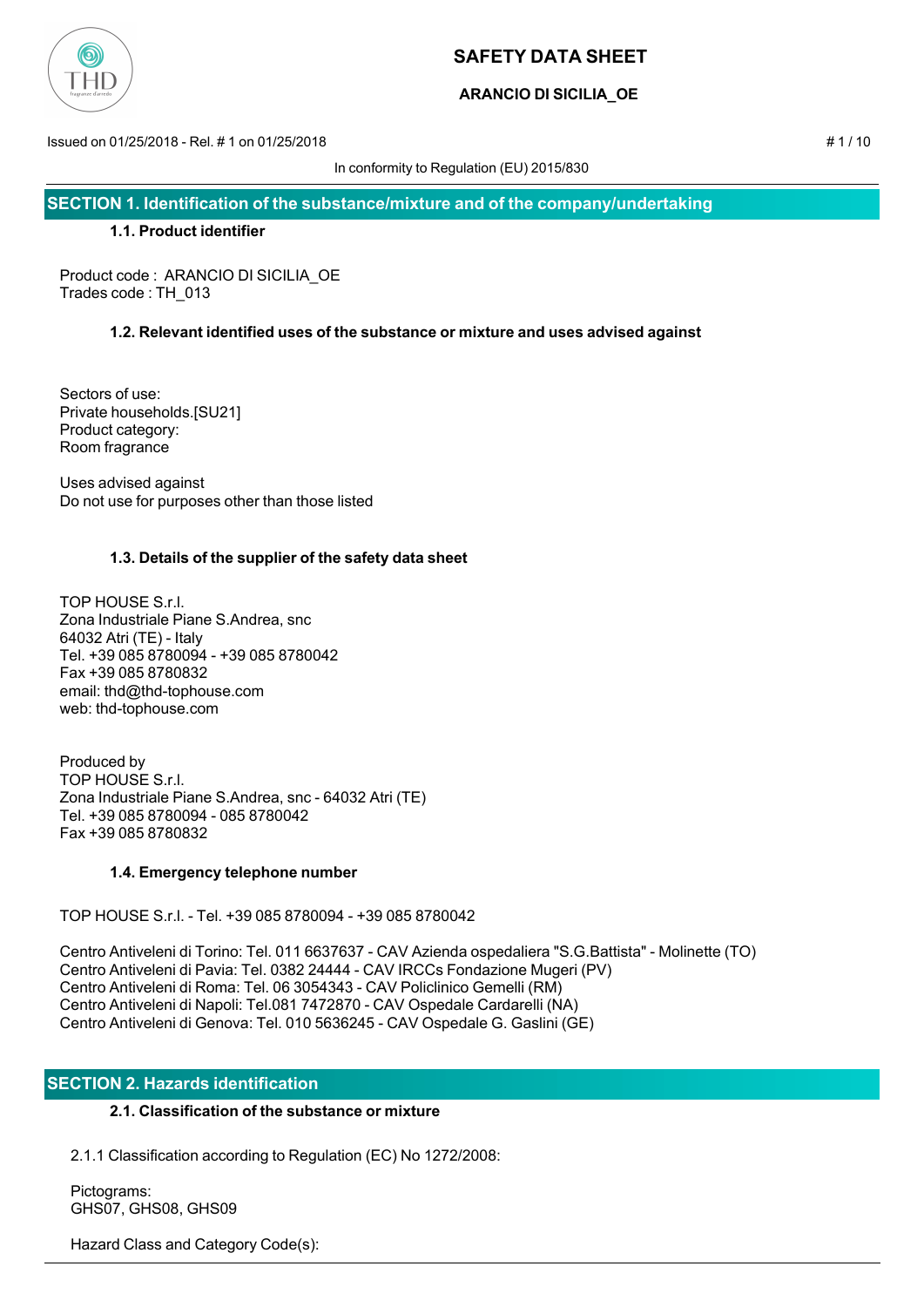# SAFETY DATA SHEET

## ARANCIO DI SICILIA_OE

Issued on 01/25/2018 - Rel. # 1 on 01/25/2018

In conformity to Regulation (EU) 2015/830

## SECTION 1. Identification of the substance/mixture and of the company/undertaking

### 1.1. Product identifier

Product code : ARANCIO DI SICILIA_OE
Trades code : TH_013

### 1.2. Relevant identified uses of the substance or mixture and uses advised against

Sectors of use:
Private households.[SU21]
Product category:
Room fragrance

Uses advised against
Do not use for purposes other than those listed

### 1.3. Details of the supplier of the safety data sheet

TOP HOUSE S.r.l.
Zona Industriale Piane S.Andrea, snc
64032 Atri (TE) - Italy
Tel. +39 085 8780094 - +39 085 8780042
Fax +39 085 8780832
email: thd@thd-tophouse.com
web: thd-tophouse.com

Produced by
TOP HOUSE S.r.l.
Zona Industriale Piane S.Andrea, snc - 64032 Atri (TE)
Tel. +39 085 8780094 - 085 8780042
Fax +39 085 8780832

### 1.4. Emergency telephone number

TOP HOUSE S.r.l. - Tel. +39 085 8780094 - +39 085 8780042

Centro Antiveleni di Torino: Tel. 011 6637637 - CAV Azienda ospedaliera "S.G.Battista" - Molinette (TO)
Centro Antiveleni di Pavia: Tel. 0382 24444 - CAV IRCCs Fondazione Mugeri (PV)
Centro Antiveleni di Roma: Tel. 06 3054343 - CAV Policlinico Gemelli (RM)
Centro Antiveleni di Napoli: Tel.081 7472870 - CAV Ospedale Cardarelli (NA)
Centro Antiveleni di Genova: Tel. 010 5636245 - CAV Ospedale G. Gaslini (GE)

## SECTION 2. Hazards identification

### 2.1. Classification of the substance or mixture

2.1.1 Classification according to Regulation (EC) No 1272/2008:

Pictograms:
GHS07, GHS08, GHS09

Hazard Class and Category Code(s):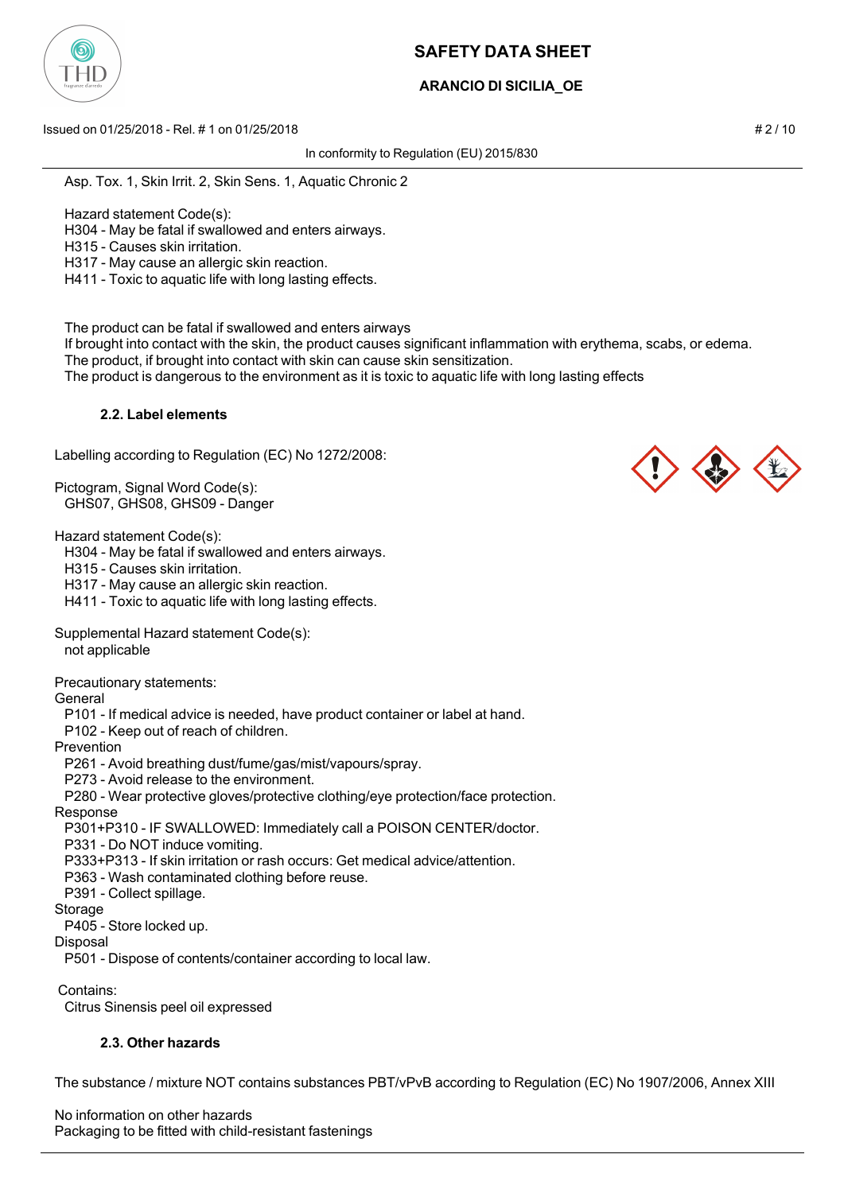Asp. Tox. 1, Skin Irrit. 2, Skin Sens. 1, Aquatic Chronic 2

Hazard statement Code(s):
H304 - May be fatal if swallowed and enters airways.
H315 - Causes skin irritation.
H317 - May cause an allergic skin reaction.
H411 - Toxic to aquatic life with long lasting effects.

The product can be fatal if swallowed and enters airways
If brought into contact with the skin, the product causes significant inflammation with erythema, scabs, or edema.
The product, if brought into contact with skin can cause skin sensitization.
The product is dangerous to the environment as it is toxic to aquatic life with long lasting effects

### 2.2. Label elements

Labelling according to Regulation (EC) No 1272/2008:

Pictogram, Signal Word Code(s):
GHS07, GHS08, GHS09 - Danger

Hazard statement Code(s):
H304 - May be fatal if swallowed and enters airways.
H315 - Causes skin irritation.
H317 - May cause an allergic skin reaction.
H411 - Toxic to aquatic life with long lasting effects.

Supplemental Hazard statement Code(s):
not applicable

Precautionary statements:
General
P101 - If medical advice is needed, have product container or label at hand.
P102 - Keep out of reach of children.
Prevention
P261 - Avoid breathing dust/fume/gas/mist/vapours/spray.
P273 - Avoid release to the environment.
P280 - Wear protective gloves/protective clothing/eye protection/face protection.
Response
P301+P310 - IF SWALLOWED: Immediately call a POISON CENTER/doctor.
P331 - Do NOT induce vomiting.
P333+P313 - If skin irritation or rash occurs: Get medical advice/attention.
P363 - Wash contaminated clothing before reuse.
P391 - Collect spillage.
Storage
P405 - Store locked up.
Disposal
P501 - Dispose of contents/container according to local law.

Contains:
Citrus Sinensis peel oil expressed

### 2.3. Other hazards

The substance / mixture NOT contains substances PBT/vPvB according to Regulation (EC) No 1907/2006, Annex XIII

No information on other hazards
Packaging to be fitted with child-resistant fastenings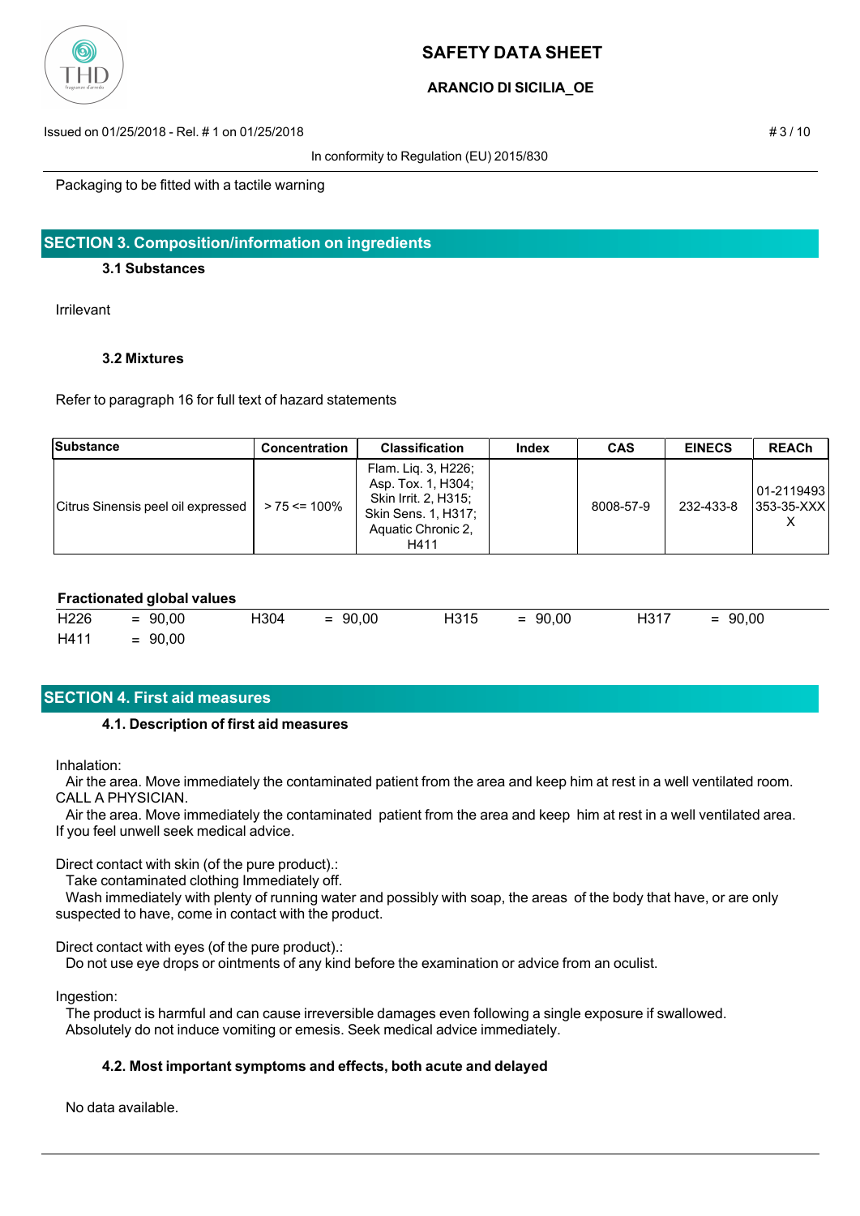Packaging to be fitted with a tactile warning

## SECTION 3. Composition/information on ingredients

### 3.1 Substances

Irrilevant

### 3.2 Mixtures

Refer to paragraph 16 for full text of hazard statements

| Substance | Concentration | Classification | Index | CAS | EINECS | REACh |
|---|---|---|---|---|---|---|
| Citrus Sinensis peel oil expressed | > 75 <= 100% | Flam. Liq. 3, H226; Asp. Tox. 1, H304; Skin Irrit. 2, H315; Skin Sens. 1, H317; Aquatic Chronic 2, H411 | | 8008-57-9 | 232-433-8 | 01-2119493353-35-XXXX |

**Fractionated global values**

| | | | | | | | |
|---|---|---|---|---|---|---|---|
| H226 | = 90,00 | H304 | = 90,00 | H315 | = 90,00 | H317 | = 90,00 |
| H411 | = 90,00 | | | | | | |

## SECTION 4. First aid measures

### 4.1. Description of first aid measures

Inhalation:

Air the area. Move immediately the contaminated patient from the area and keep him at rest in a well ventilated room. CALL A PHYSICIAN.

Air the area. Move immediately the contaminated patient from the area and keep him at rest in a well ventilated area. If you feel unwell seek medical advice.

Direct contact with skin (of the pure product).:

Take contaminated clothing Immediately off.

Wash immediately with plenty of running water and possibly with soap, the areas of the body that have, or are only suspected to have, come in contact with the product.

Direct contact with eyes (of the pure product).:

Do not use eye drops or ointments of any kind before the examination or advice from an oculist.

Ingestion:

The product is harmful and can cause irreversible damages even following a single exposure if swallowed.

Absolutely do not induce vomiting or emesis. Seek medical advice immediately.

### 4.2. Most important symptoms and effects, both acute and delayed

No data available.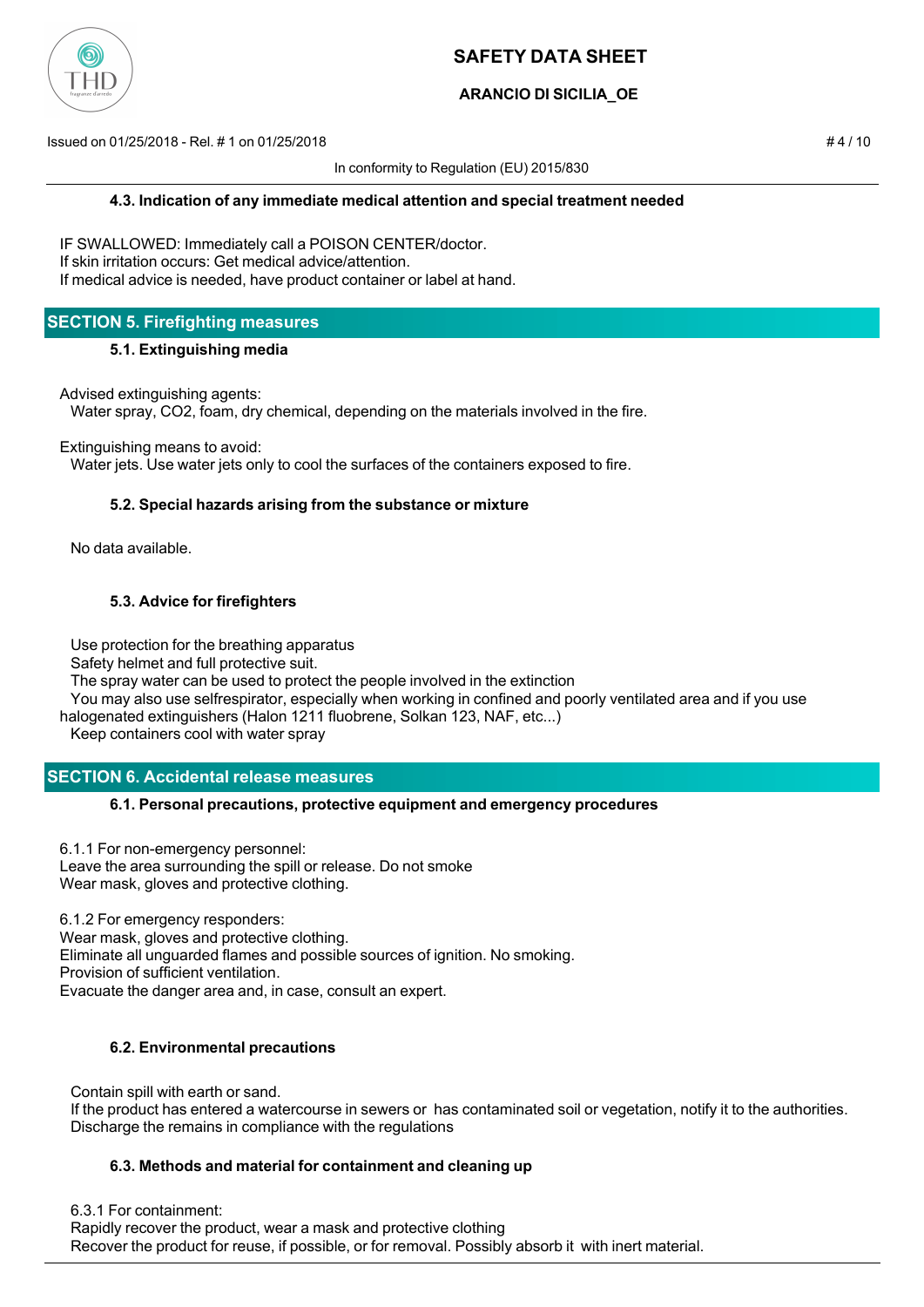### 4.3. Indication of any immediate medical attention and special treatment needed

IF SWALLOWED: Immediately call a POISON CENTER/doctor.
If skin irritation occurs: Get medical advice/attention.
If medical advice is needed, have product container or label at hand.

## SECTION 5. Firefighting measures

### 5.1. Extinguishing media

Advised extinguishing agents:
Water spray, $CO_2$, foam, dry chemical, depending on the materials involved in the fire.

Extinguishing means to avoid:
Water jets. Use water jets only to cool the surfaces of the containers exposed to fire.

### 5.2. Special hazards arising from the substance or mixture

No data available.

### 5.3. Advice for firefighters

Use protection for the breathing apparatus
Safety helmet and full protective suit.
The spray water can be used to protect the people involved in the extinction
You may also use selfrespirator, especially when working in confined and poorly ventilated area and if you use halogenated extinguishers (Halon 1211 fluobrene, Solkan 123, NAF, etc...)
Keep containers cool with water spray

## SECTION 6. Accidental release measures

### 6.1. Personal precautions, protective equipment and emergency procedures

6.1.1 For non-emergency personnel:
Leave the area surrounding the spill or release. Do not smoke
Wear mask, gloves and protective clothing.

6.1.2 For emergency responders:
Wear mask, gloves and protective clothing.
Eliminate all unguarded flames and possible sources of ignition. No smoking.
Provision of sufficient ventilation.
Evacuate the danger area and, in case, consult an expert.

### 6.2. Environmental precautions

Contain spill with earth or sand.
If the product has entered a watercourse in sewers or has contaminated soil or vegetation, notify it to the authorities.
Discharge the remains in compliance with the regulations

### 6.3. Methods and material for containment and cleaning up

6.3.1 For containment:
Rapidly recover the product, wear a mask and protective clothing
Recover the product for reuse, if possible, or for removal. Possibly absorb it with inert material.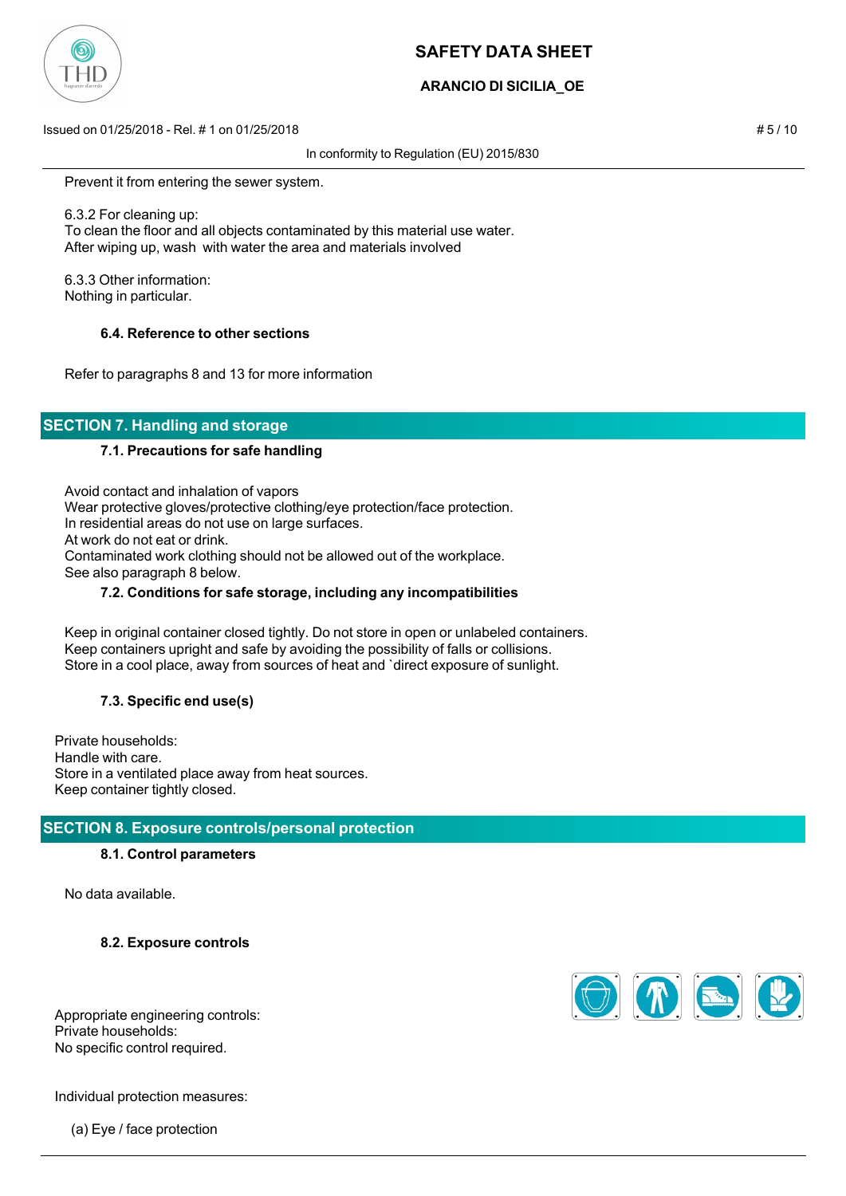Prevent it from entering the sewer system.

6.3.2 For cleaning up:
To clean the floor and all objects contaminated by this material use water.
After wiping up, wash with water the area and materials involved

6.3.3 Other information:
Nothing in particular.

### 6.4. Reference to other sections

Refer to paragraphs 8 and 13 for more information

## SECTION 7. Handling and storage

### 7.1. Precautions for safe handling

Avoid contact and inhalation of vapors
Wear protective gloves/protective clothing/eye protection/face protection.
In residential areas do not use on large surfaces.
At work do not eat or drink.
Contaminated work clothing should not be allowed out of the workplace.
See also paragraph 8 below.

### 7.2. Conditions for safe storage, including any incompatibilities

Keep in original container closed tightly. Do not store in open or unlabeled containers.
Keep containers upright and safe by avoiding the possibility of falls or collisions.
Store in a cool place, away from sources of heat and `direct exposure of sunlight.

### 7.3. Specific end use(s)

Private households:
Handle with care.
Store in a ventilated place away from heat sources.
Keep container tightly closed.

## SECTION 8. Exposure controls/personal protection

### 8.1. Control parameters

No data available.

### 8.2. Exposure controls

Appropriate engineering controls:
Private households:
No specific control required.

Individual protection measures:

(a) Eye / face protection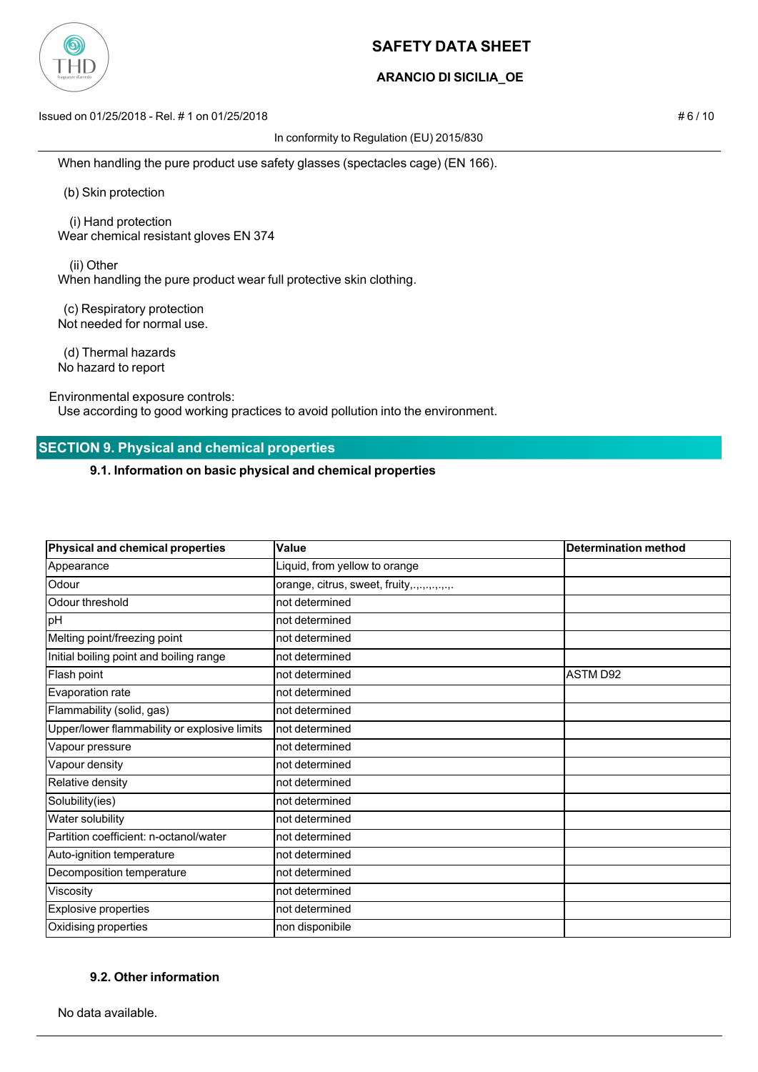When handling the pure product use safety glasses (spectacles cage) (EN 166).

(b) Skin protection

(i) Hand protection
Wear chemical resistant gloves EN 374

(ii) Other
When handling the pure product wear full protective skin clothing.

(c) Respiratory protection
Not needed for normal use.

(d) Thermal hazards
No hazard to report

Environmental exposure controls:
Use according to good working practices to avoid pollution into the environment.

## SECTION 9. Physical and chemical properties

### 9.1. Information on basic physical and chemical properties

| Physical and chemical properties | Value | Determination method |
|---|---|---|
| Appearance | Liquid, from yellow to orange | |
| Odour | orange, citrus, sweet, fruity,.,.,.,.,.,.,. | |
| Odour threshold | not determined | |
| pH | not determined | |
| Melting point/freezing point | not determined | |
| Initial boiling point and boiling range | not determined | |
| Flash point | not determined | ASTM D92 |
| Evaporation rate | not determined | |
| Flammability (solid, gas) | not determined | |
| Upper/lower flammability or explosive limits | not determined | |
| Vapour pressure | not determined | |
| Vapour density | not determined | |
| Relative density | not determined | |
| Solubility(ies) | not determined | |
| Water solubility | not determined | |
| Partition coefficient: n-octanol/water | not determined | |
| Auto-ignition temperature | not determined | |
| Decomposition temperature | not determined | |
| Viscosity | not determined | |
| Explosive properties | not determined | |
| Oxidising properties | non disponibile | |

### 9.2. Other information

No data available.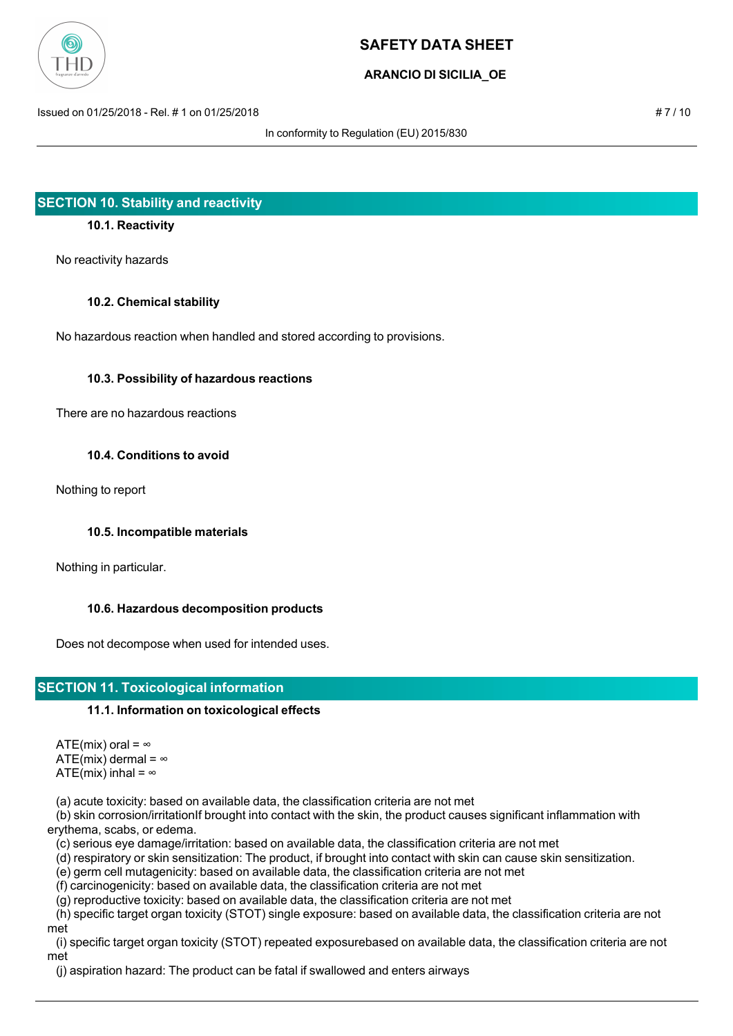## SECTION 10. Stability and reactivity

### 10.1. Reactivity

No reactivity hazards

### 10.2. Chemical stability

No hazardous reaction when handled and stored according to provisions.

### 10.3. Possibility of hazardous reactions

There are no hazardous reactions

### 10.4. Conditions to avoid

Nothing to report

### 10.5. Incompatible materials

Nothing in particular.

### 10.6. Hazardous decomposition products

Does not decompose when used for intended uses.

## SECTION 11. Toxicological information

### 11.1. Information on toxicological effects

ATE(mix) oral = ∞
ATE(mix) dermal = ∞
ATE(mix) inhal = ∞

(a) acute toxicity: based on available data, the classification criteria are not met
(b) skin corrosion/irritationIf brought into contact with the skin, the product causes significant inflammation with erythema, scabs, or edema.
(c) serious eye damage/irritation: based on available data, the classification criteria are not met
(d) respiratory or skin sensitization: The product, if brought into contact with skin can cause skin sensitization.
(e) germ cell mutagenicity: based on available data, the classification criteria are not met
(f) carcinogenicity: based on available data, the classification criteria are not met
(g) reproductive toxicity: based on available data, the classification criteria are not met
(h) specific target organ toxicity (STOT) single exposure: based on available data, the classification criteria are not met
(i) specific target organ toxicity (STOT) repeated exposurebased on available data, the classification criteria are not met
(j) aspiration hazard: The product can be fatal if swallowed and enters airways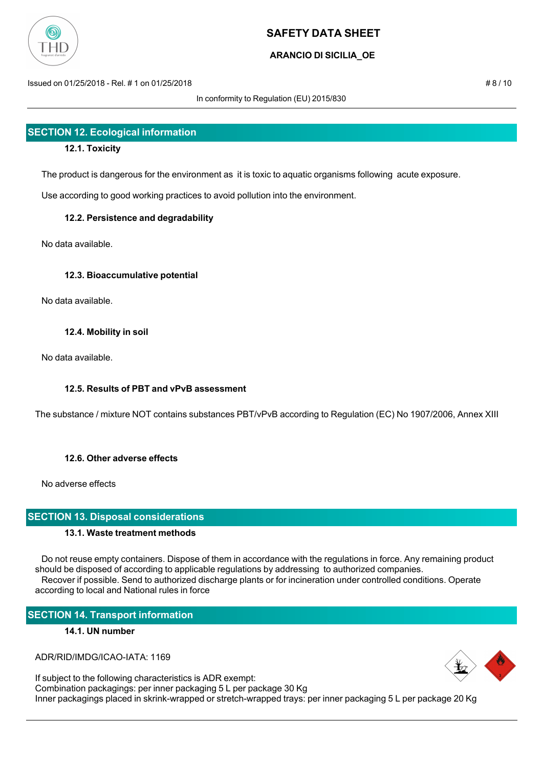## SECTION 12. Ecological information

### 12.1. Toxicity

The product is dangerous for the environment as it is toxic to aquatic organisms following acute exposure.

Use according to good working practices to avoid pollution into the environment.

### 12.2. Persistence and degradability

No data available.

### 12.3. Bioaccumulative potential

No data available.

### 12.4. Mobility in soil

No data available.

### 12.5. Results of PBT and vPvB assessment

The substance / mixture NOT contains substances PBT/vPvB according to Regulation (EC) No 1907/2006, Annex XIII

### 12.6. Other adverse effects

No adverse effects

## SECTION 13. Disposal considerations

### 13.1. Waste treatment methods

Do not reuse empty containers. Dispose of them in accordance with the regulations in force. Any remaining product should be disposed of according to applicable regulations by addressing to authorized companies.
Recover if possible. Send to authorized discharge plants or for incineration under controlled conditions. Operate according to local and National rules in force

## SECTION 14. Transport information

### 14.1. UN number

ADR/RID/IMDG/ICAO-IATA: 1169

If subject to the following characteristics is ADR exempt:
Combination packagings: per inner packaging 5 L per package 30 Kg
Inner packagings placed in skrink-wrapped or stretch-wrapped trays: per inner packaging 5 L per package 20 Kg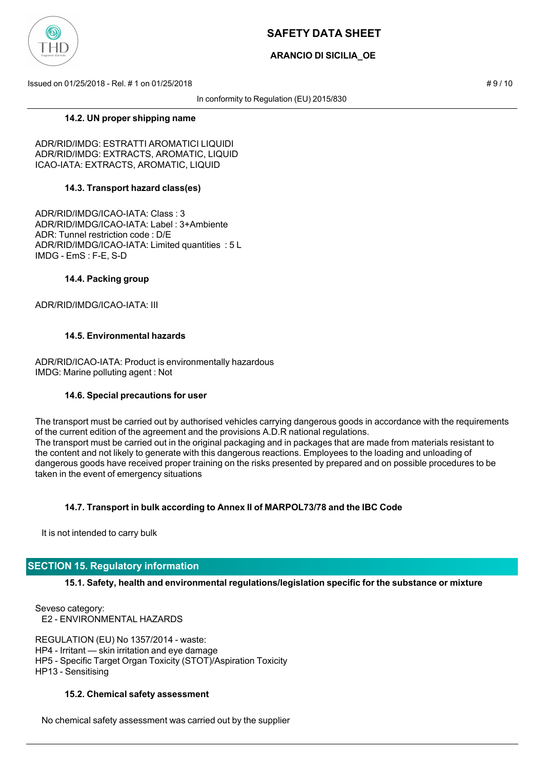### 14.2. UN proper shipping name

ADR/RID/IMDG: ESTRATTI AROMATICI LIQUIDI
ADR/RID/IMDG: EXTRACTS, AROMATIC, LIQUID
ICAO-IATA: EXTRACTS, AROMATIC, LIQUID

### 14.3. Transport hazard class(es)

ADR/RID/IMDG/ICAO-IATA: Class : 3
ADR/RID/IMDG/ICAO-IATA: Label : 3+Ambiente
ADR: Tunnel restriction code : D/E
ADR/RID/IMDG/ICAO-IATA: Limited quantities : 5 L
IMDG - EmS : F-E, S-D

### 14.4. Packing group

ADR/RID/IMDG/ICAO-IATA: III

### 14.5. Environmental hazards

ADR/RID/ICAO-IATA: Product is environmentally hazardous
IMDG: Marine polluting agent : Not

### 14.6. Special precautions for user

The transport must be carried out by authorised vehicles carrying dangerous goods in accordance with the requirements of the current edition of the agreement and the provisions A.D.R national regulations.
The transport must be carried out in the original packaging and in packages that are made from materials resistant to the content and not likely to generate with this dangerous reactions. Employees to the loading and unloading of dangerous goods have received proper training on the risks presented by prepared and on possible procedures to be taken in the event of emergency situations

### 14.7. Transport in bulk according to Annex II of MARPOL73/78 and the IBC Code

It is not intended to carry bulk

## SECTION 15. Regulatory information

### 15.1. Safety, health and environmental regulations/legislation specific for the substance or mixture

Seveso category:
E2 - ENVIRONMENTAL HAZARDS

REGULATION (EU) No 1357/2014 - waste:
HP4 - Irritant — skin irritation and eye damage
HP5 - Specific Target Organ Toxicity (STOT)/Aspiration Toxicity
HP13 - Sensitising

### 15.2. Chemical safety assessment

No chemical safety assessment was carried out by the supplier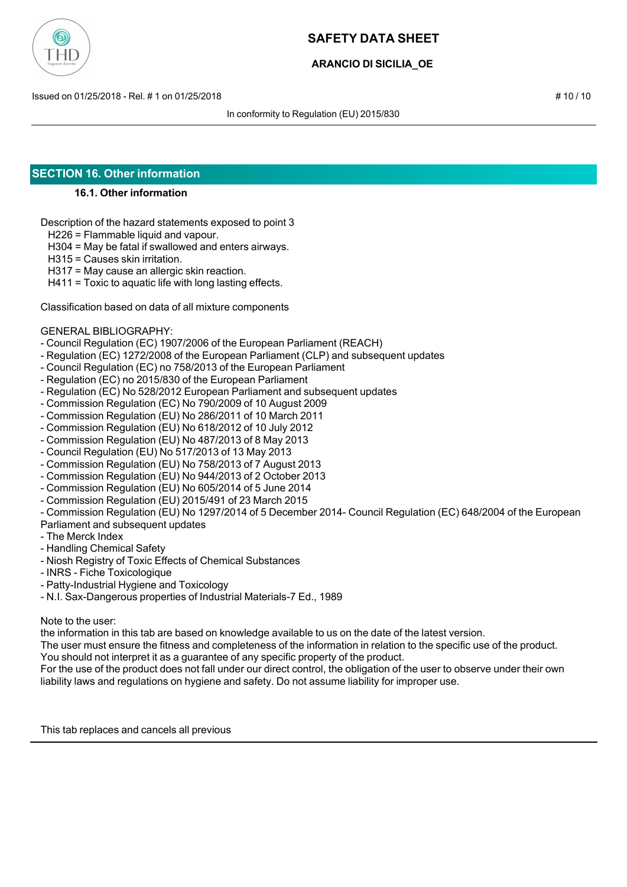## SECTION 16. Other information

### 16.1. Other information

Description of the hazard statements exposed to point 3

H226 = Flammable liquid and vapour.
H304 = May be fatal if swallowed and enters airways.
H315 = Causes skin irritation.
H317 = May cause an allergic skin reaction.
H411 = Toxic to aquatic life with long lasting effects.

Classification based on data of all mixture components

GENERAL BIBLIOGRAPHY:

- Council Regulation (EC) 1907/2006 of the European Parliament (REACH)
- Regulation (EC) 1272/2008 of the European Parliament (CLP) and subsequent updates
- Council Regulation (EC) no 758/2013 of the European Parliament
- Regulation (EC) no 2015/830 of the European Parliament
- Regulation (EC) No 528/2012 European Parliament and subsequent updates
- Commission Regulation (EC) No 790/2009 of 10 August 2009
- Commission Regulation (EU) No 286/2011 of 10 March 2011
- Commission Regulation (EU) No 618/2012 of 10 July 2012
- Commission Regulation (EU) No 487/2013 of 8 May 2013
- Council Regulation (EU) No 517/2013 of 13 May 2013
- Commission Regulation (EU) No 758/2013 of 7 August 2013
- Commission Regulation (EU) No 944/2013 of 2 October 2013
- Commission Regulation (EU) No 605/2014 of 5 June 2014
- Commission Regulation (EU) 2015/491 of 23 March 2015
- Commission Regulation (EU) No 1297/2014 of 5 December 2014- Council Regulation (EC) 648/2004 of the European Parliament and subsequent updates
- The Merck Index
- Handling Chemical Safety
- Niosh Registry of Toxic Effects of Chemical Substances
- INRS - Fiche Toxicologique
- Patty-Industrial Hygiene and Toxicology
- N.I. Sax-Dangerous properties of Industrial Materials-7 Ed., 1989

Note to the user:
the information in this tab are based on knowledge available to us on the date of the latest version.
The user must ensure the fitness and completeness of the information in relation to the specific use of the product.
You should not interpret it as a guarantee of any specific property of the product.
For the use of the product does not fall under our direct control, the obligation of the user to observe under their own liability laws and regulations on hygiene and safety. Do not assume liability for improper use.

This tab replaces and cancels all previous